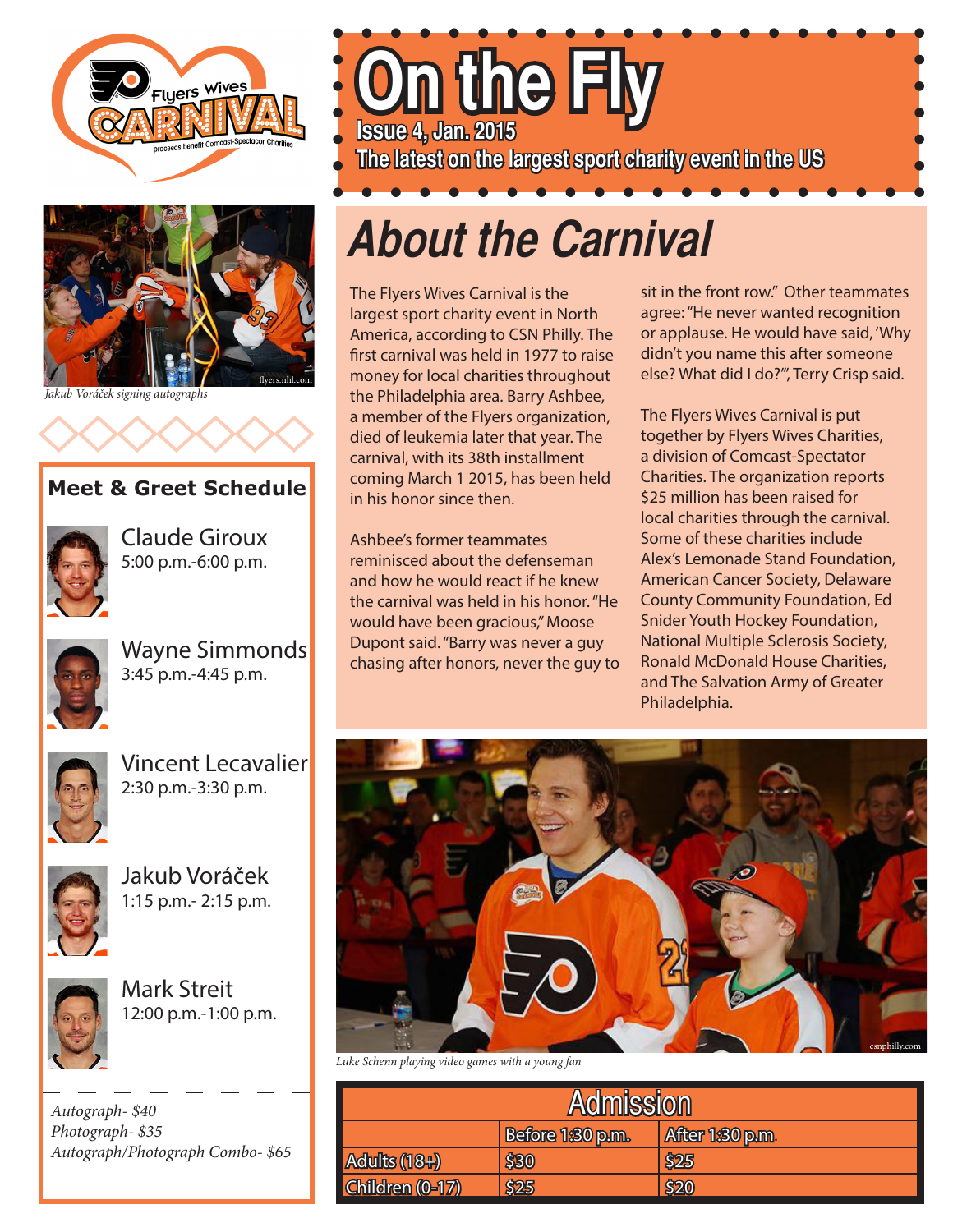Flyers Wives CARNIVAL

proceeds benefit Comcast-Spectacor Charities

# On the Fly

**Issue 4, Jan. 2015**

**The latest on the largest sport charity event in the US**

*Jakub Voráček signing autographs*

## Meet & Greet Schedule

**Claude Giroux**
5:00 p.m.-6:00 p.m.

**Wayne Simmonds**
3:45 p.m.-4:45 p.m.

**Vincent Lecavalier**
2:30 p.m.-3:30 p.m.

**Jakub Voráček**
1:15 p.m.- 2:15 p.m.

**Mark Streit**
12:00 p.m.-1:00 p.m.

*Autograph- $40*
*Photograph- $35*
*Autograph/Photograph Combo- $65*

## About the Carnival

The Flyers Wives Carnival is the largest sport charity event in North America, according to CSN Philly. The first carnival was held in 1977 to raise money for local charities throughout the Philadelphia area. Barry Ashbee, a member of the Flyers organization, died of leukemia later that year. The carnival, with its 38th installment coming March 1 2015, has been held in his honor since then.

Ashbee's former teammates reminisced about the defenseman and how he would react if he knew the carnival was held in his honor. "He would have been gracious," Moose Dupont said. "Barry was never a guy chasing after honors, never the guy to sit in the front row." Other teammates agree: "He never wanted recognition or applause. He would have said, 'Why didn't you name this after someone else? What did I do?'", Terry Crisp said.

The Flyers Wives Carnival is put together by Flyers Wives Charities, a division of Comcast-Spectator Charities. The organization reports $25 million has been raised for local charities through the carnival. Some of these charities include Alex's Lemonade Stand Foundation, American Cancer Society, Delaware County Community Foundation, Ed Snider Youth Hockey Foundation, National Multiple Sclerosis Society, Ronald McDonald House Charities, and The Salvation Army of Greater Philadelphia.

*Luke Schenn playing video games with a young fan*

| Admission | | |
|---|---|---|
| | Before 1:30 p.m. | After 1:30 p.m. |
| Adults (18+) | $30 | $25 |
| Children (0-17) | $25 | $20 |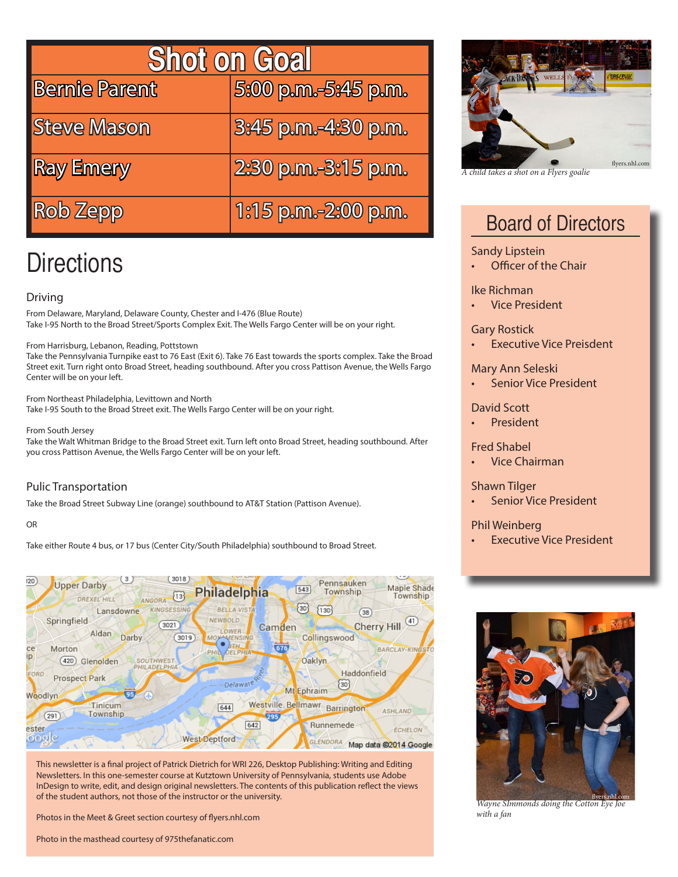# Shot on Goal

| | |
|---|---|
| Bernie Parent | 5:00 p.m.-5:45 p.m. |
| Steve Mason | 3:45 p.m.-4:30 p.m. |
| Ray Emery | 2:30 p.m.-3:15 p.m. |
| Rob Zepp | 1:15 p.m.-2:00 p.m. |

# Directions

## Driving

From Delaware, Maryland, Delaware County, Chester and I-476 (Blue Route)
Take I-95 North to the Broad Street/Sports Complex Exit. The Wells Fargo Center will be on your right.

From Harrisburg, Lebanon, Reading, Pottstown
Take the Pennsylvania Turnpike east to 76 East (Exit 6). Take 76 East towards the sports complex. Take the Broad Street exit. Turn right onto Broad Street, heading southbound. After you cross Pattison Avenue, the Wells Fargo Center will be on your left.

From Northeast Philadelphia, Levittown and North
Take I-95 South to the Broad Street exit. The Wells Fargo Center will be on your right.

From South Jersey
Take the Walt Whitman Bridge to the Broad Street exit. Turn left onto Broad Street, heading southbound. After you cross Pattison Avenue, the Wells Fargo Center will be on your left.

## Pulic Transportation

Take the Broad Street Subway Line (orange) southbound to AT&T Station (Pattison Avenue).

OR

Take either Route 4 bus, or 17 bus (Center City/South Philadelphia) southbound to Broad Street.

Map data ©2014 Google

This newsletter is a final project of Patrick Dietrich for WRI 226, Desktop Publishing: Writing and Editing Newsletters. In this one-semester course at Kutztown University of Pennsylvania, students use Adobe InDesign to write, edit, and design original newsletters. The contents of this publication reflect the views of the student authors, not those of the instructor or the university.

Photos in the Meet & Greet section courtesy of flyers.nhl.com

Photo in the masthead courtesy of 975thefanatic.com

flyers.nhl.com

*A child takes a shot on a Flyers goalie*

## Board of Directors

Sandy Lipstein
- Officer of the Chair

Ike Richman
- Vice President

Gary Rostick
- Executive Vice Preisdent

Mary Ann Seleski
- Senior Vice President

David Scott
- President

Fred Shabel
- Vice Chairman

Shawn Tilger
- Senior Vice President

Phil Weinberg
- Executive Vice President

flyers.nhl.com

*Wayne Simmonds doing the Cotton Eye Joe with a fan*